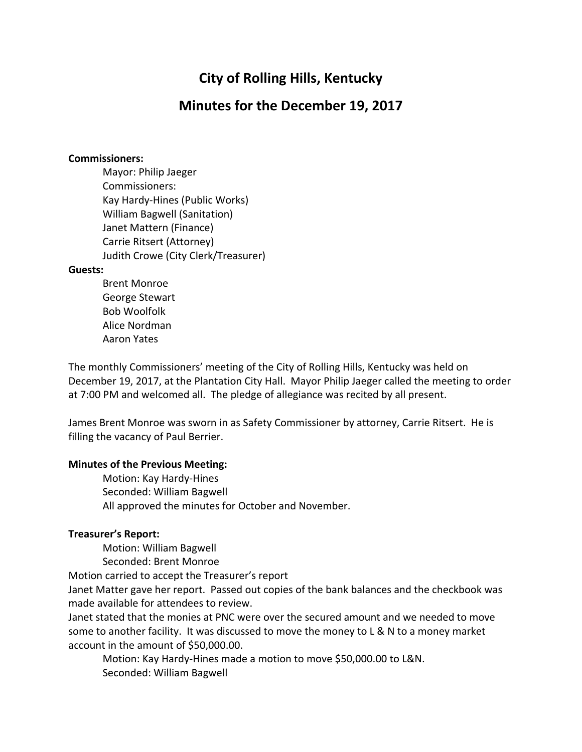# City of Rolling Hills, Kentucky

## Minutes for the December 19, 2017

**Commissioners:**

Mayor: Philip Jaeger
Commissioners:
Kay Hardy-Hines (Public Works)
William Bagwell (Sanitation)
Janet Mattern (Finance)
Carrie Ritsert (Attorney)
Judith Crowe (City Clerk/Treasurer)

**Guests:**

Brent Monroe
George Stewart
Bob Woolfolk
Alice Nordman
Aaron Yates

The monthly Commissioners' meeting of the City of Rolling Hills, Kentucky was held on December 19, 2017, at the Plantation City Hall. Mayor Philip Jaeger called the meeting to order at 7:00 PM and welcomed all. The pledge of allegiance was recited by all present.

James Brent Monroe was sworn in as Safety Commissioner by attorney, Carrie Ritsert. He is filling the vacancy of Paul Berrier.

**Minutes of the Previous Meeting:**

Motion: Kay Hardy-Hines
Seconded: William Bagwell
All approved the minutes for October and November.

**Treasurer's Report:**

Motion: William Bagwell
Seconded: Brent Monroe

Motion carried to accept the Treasurer's report

Janet Matter gave her report. Passed out copies of the bank balances and the checkbook was made available for attendees to review.

Janet stated that the monies at PNC were over the secured amount and we needed to move some to another facility. It was discussed to move the money to L & N to a money market account in the amount of $50,000.00.

Motion: Kay Hardy-Hines made a motion to move $50,000.00 to L&N.
Seconded: William Bagwell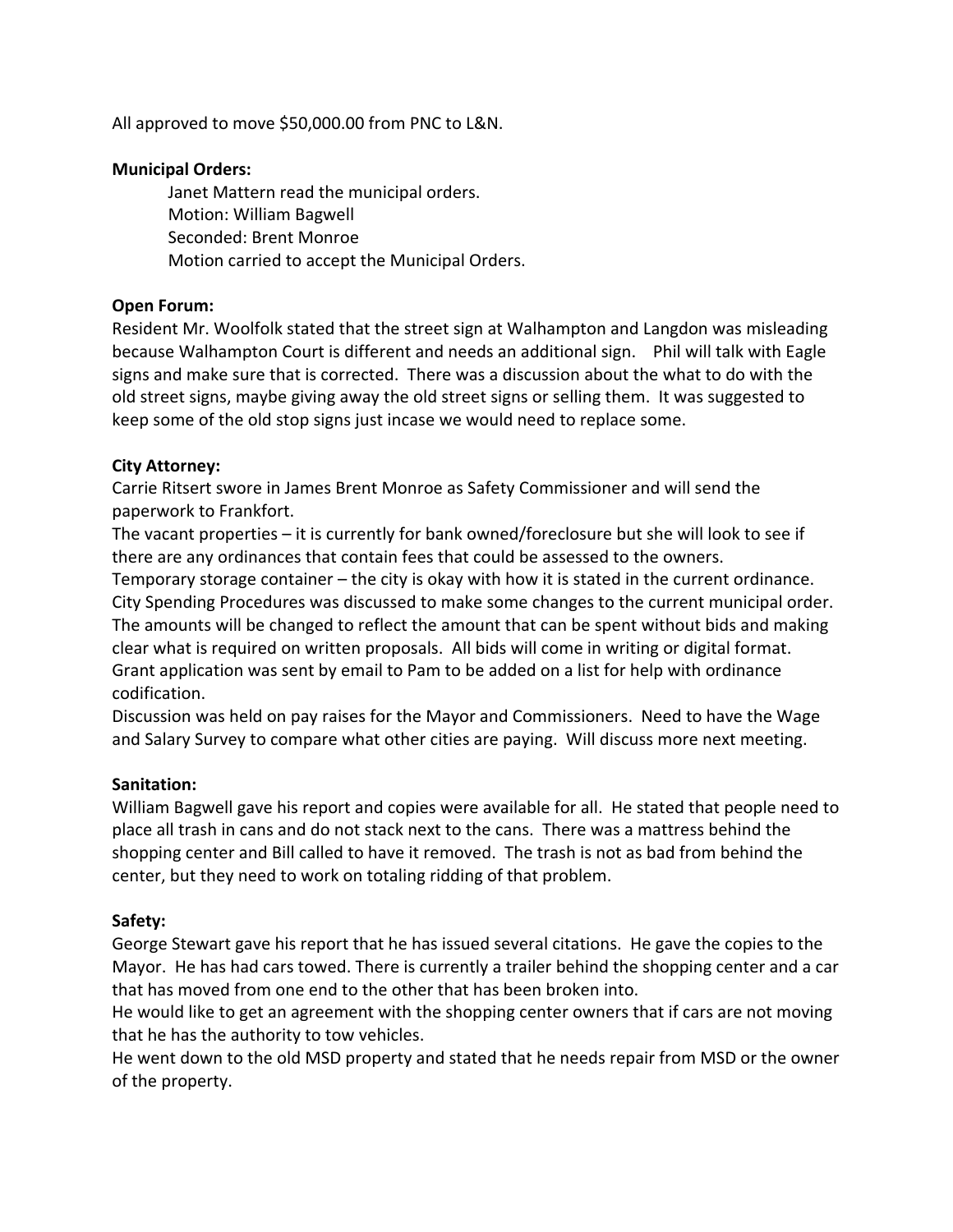All approved to move $50,000.00 from PNC to L&N.

**Municipal Orders:**

Janet Mattern read the municipal orders.
Motion: William Bagwell
Seconded: Brent Monroe
Motion carried to accept the Municipal Orders.

**Open Forum:**

Resident Mr. Woolfolk stated that the street sign at Walhampton and Langdon was misleading because Walhampton Court is different and needs an additional sign. Phil will talk with Eagle signs and make sure that is corrected. There was a discussion about the what to do with the old street signs, maybe giving away the old street signs or selling them. It was suggested to keep some of the old stop signs just incase we would need to replace some.

**City Attorney:**

Carrie Ritsert swore in James Brent Monroe as Safety Commissioner and will send the paperwork to Frankfort.
The vacant properties – it is currently for bank owned/foreclosure but she will look to see if there are any ordinances that contain fees that could be assessed to the owners.
Temporary storage container – the city is okay with how it is stated in the current ordinance.
City Spending Procedures was discussed to make some changes to the current municipal order. The amounts will be changed to reflect the amount that can be spent without bids and making clear what is required on written proposals. All bids will come in writing or digital format.
Grant application was sent by email to Pam to be added on a list for help with ordinance codification.
Discussion was held on pay raises for the Mayor and Commissioners. Need to have the Wage and Salary Survey to compare what other cities are paying. Will discuss more next meeting.

**Sanitation:**

William Bagwell gave his report and copies were available for all. He stated that people need to place all trash in cans and do not stack next to the cans. There was a mattress behind the shopping center and Bill called to have it removed. The trash is not as bad from behind the center, but they need to work on totaling ridding of that problem.

**Safety:**

George Stewart gave his report that he has issued several citations. He gave the copies to the Mayor. He has had cars towed. There is currently a trailer behind the shopping center and a car that has moved from one end to the other that has been broken into.
He would like to get an agreement with the shopping center owners that if cars are not moving that he has the authority to tow vehicles.
He went down to the old MSD property and stated that he needs repair from MSD or the owner of the property.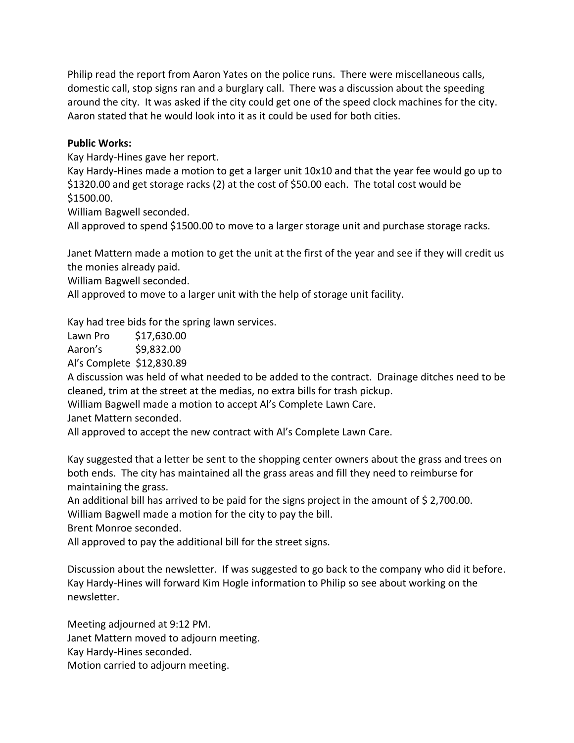Philip read the report from Aaron Yates on the police runs. There were miscellaneous calls, domestic call, stop signs ran and a burglary call. There was a discussion about the speeding around the city. It was asked if the city could get one of the speed clock machines for the city. Aaron stated that he would look into it as it could be used for both cities.

**Public Works:**

Kay Hardy-Hines gave her report.

Kay Hardy-Hines made a motion to get a larger unit 10x10 and that the year fee would go up to $1320.00 and get storage racks (2) at the cost of $50.00 each. The total cost would be $1500.00.

William Bagwell seconded.

All approved to spend $1500.00 to move to a larger storage unit and purchase storage racks.

Janet Mattern made a motion to get the unit at the first of the year and see if they will credit us the monies already paid.

William Bagwell seconded.

All approved to move to a larger unit with the help of storage unit facility.

Kay had tree bids for the spring lawn services.

Lawn Pro $17,630.00

Aaron's $9,832.00

Al's Complete $12,830.89

A discussion was held of what needed to be added to the contract. Drainage ditches need to be cleaned, trim at the street at the medias, no extra bills for trash pickup.

William Bagwell made a motion to accept Al's Complete Lawn Care.

Janet Mattern seconded.

All approved to accept the new contract with Al's Complete Lawn Care.

Kay suggested that a letter be sent to the shopping center owners about the grass and trees on both ends. The city has maintained all the grass areas and fill they need to reimburse for maintaining the grass.

An additional bill has arrived to be paid for the signs project in the amount of $ 2,700.00.

William Bagwell made a motion for the city to pay the bill.

Brent Monroe seconded.

All approved to pay the additional bill for the street signs.

Discussion about the newsletter. If was suggested to go back to the company who did it before. Kay Hardy-Hines will forward Kim Hogle information to Philip so see about working on the newsletter.

Meeting adjourned at 9:12 PM.

Janet Mattern moved to adjourn meeting.

Kay Hardy-Hines seconded.

Motion carried to adjourn meeting.